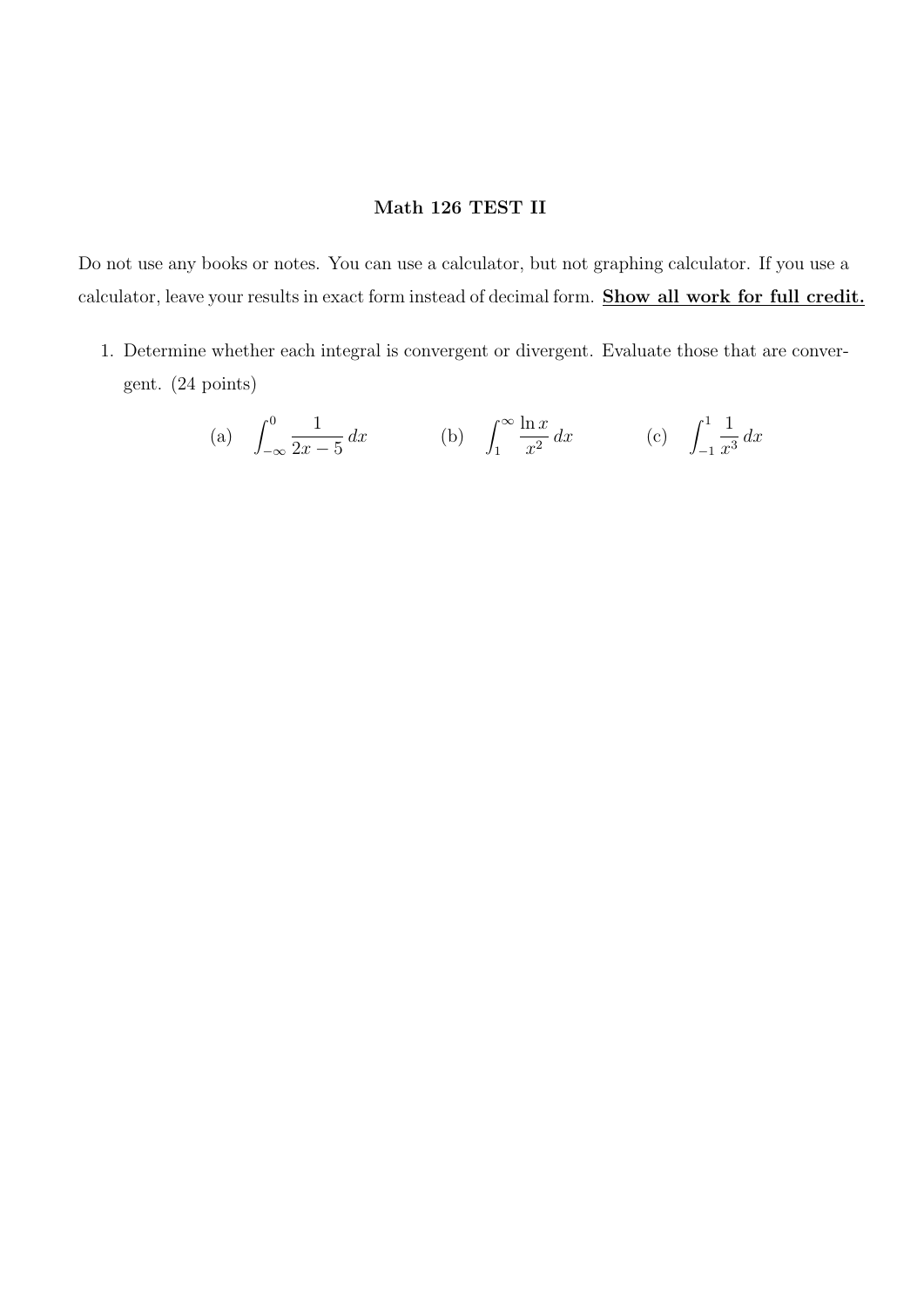**Math 126 TEST II**

Do not use any books or notes. You can use a calculator, but not graphing calculator. If you use a calculator, leave your results in exact form instead of decimal form. **Show all work for full credit.**

1. Determine whether each integral is convergent or divergent. Evaluate those that are convergent. (24 points)

   (a) $\displaystyle\int_{-\infty}^{0} \frac{1}{2x-5}\,dx$ (b) $\displaystyle\int_{1}^{\infty} \frac{\ln x}{x^2}\,dx$ (c) $\displaystyle\int_{-1}^{1} \frac{1}{x^3}\,dx$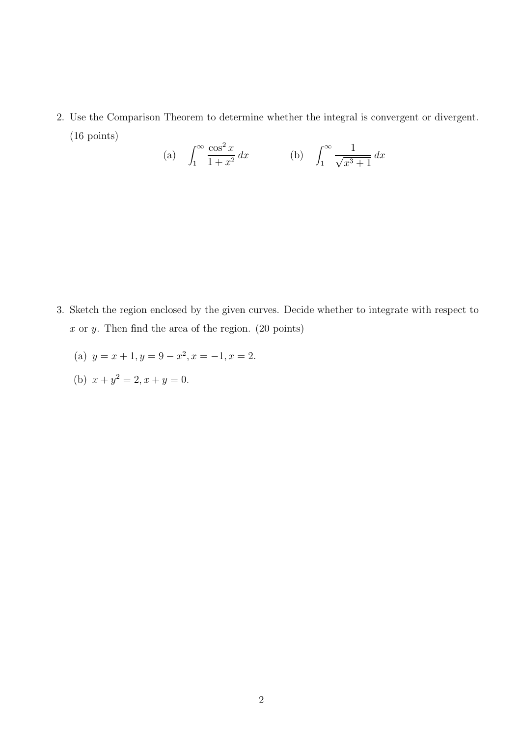2. Use the Comparison Theorem to determine whether the integral is convergent or divergent. (16 points)

$$\text{(a)} \quad \int_1^{\infty} \frac{\cos^2 x}{1+x^2}\, dx \qquad\qquad \text{(b)} \quad \int_1^{\infty} \frac{1}{\sqrt{x^3+1}}\, dx$$

3. Sketch the region enclosed by the given curves. Decide whether to integrate with respect to $x$ or $y$. Then find the area of the region. (20 points)

   (a) $y = x + 1, y = 9 - x^2, x = -1, x = 2.$

   (b) $x + y^2 = 2, x + y = 0.$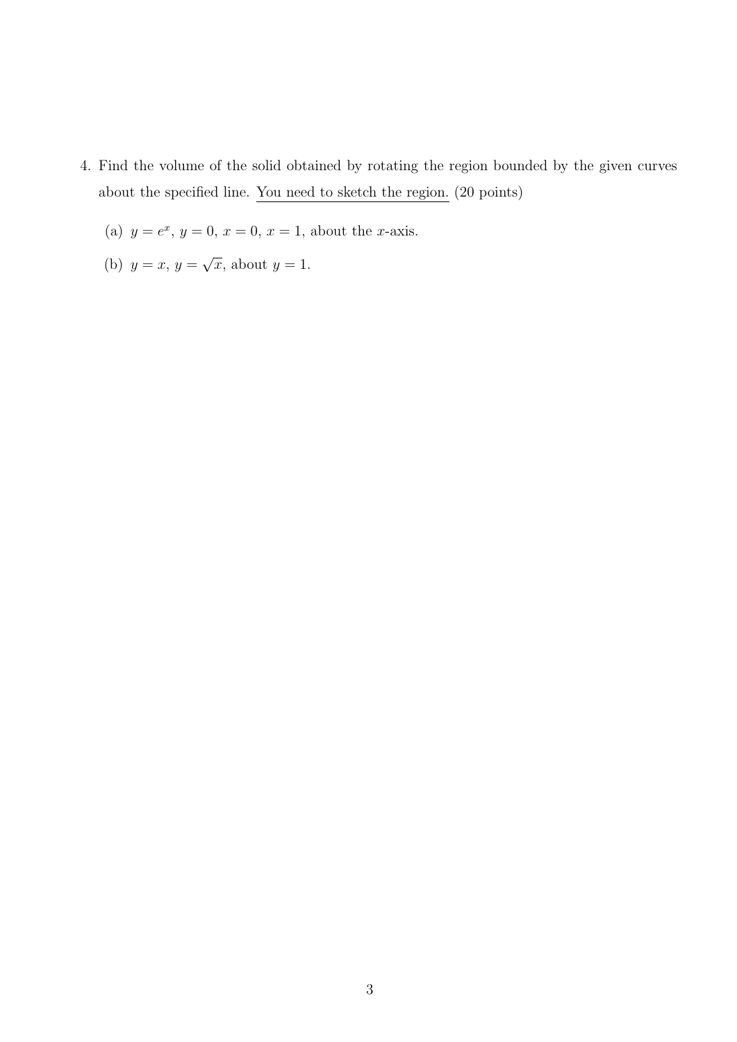4. Find the volume of the solid obtained by rotating the region bounded by the given curves about the specified line. <u>You need to sketch the region.</u> (20 points)

   (a) $y = e^x$, $y = 0$, $x = 0$, $x = 1$, about the $x$-axis.

   (b) $y = x$, $y = \sqrt{x}$, about $y = 1$.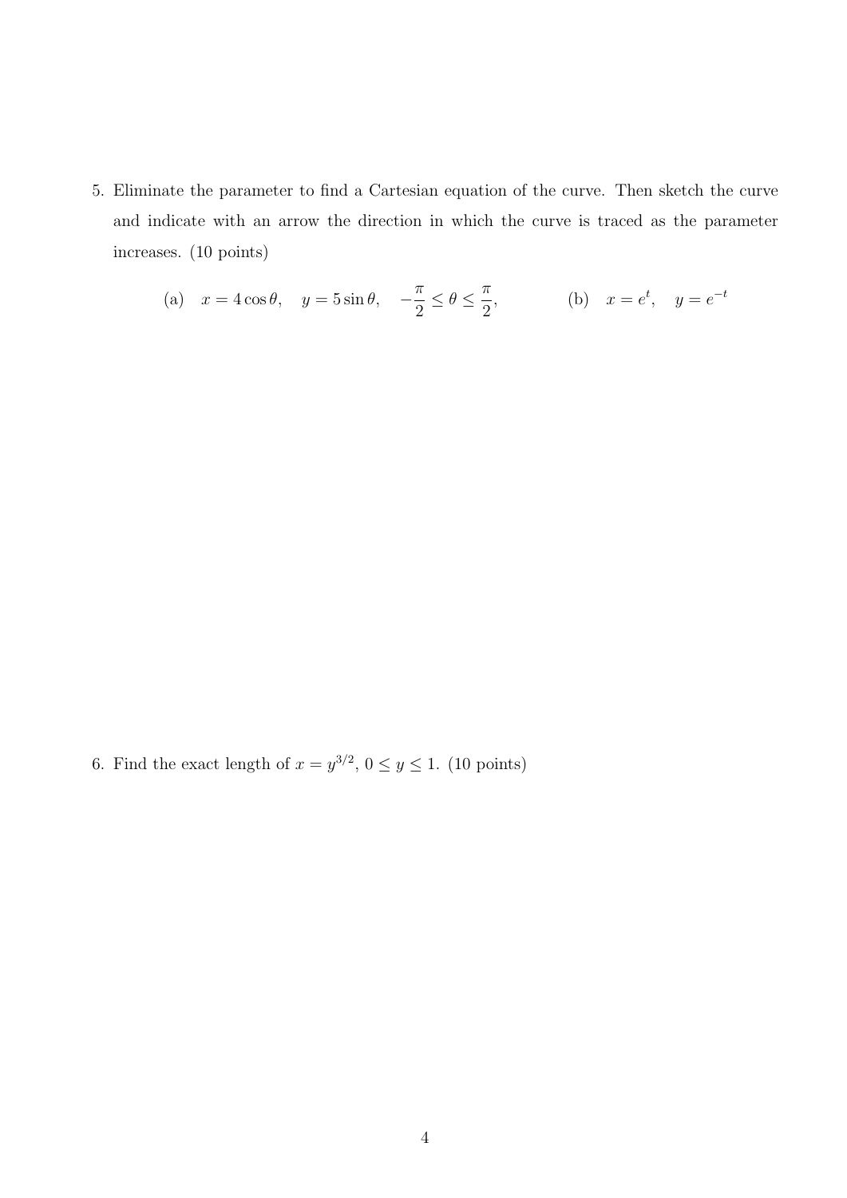5. Eliminate the parameter to find a Cartesian equation of the curve. Then sketch the curve and indicate with an arrow the direction in which the curve is traced as the parameter increases. (10 points)

   (a) $x = 4\cos\theta, \quad y = 5\sin\theta, \quad -\dfrac{\pi}{2} \le \theta \le \dfrac{\pi}{2},$ 

   (b) $x = e^t, \quad y = e^{-t}$

6. Find the exact length of $x = y^{3/2}$, $0 \le y \le 1$. (10 points)